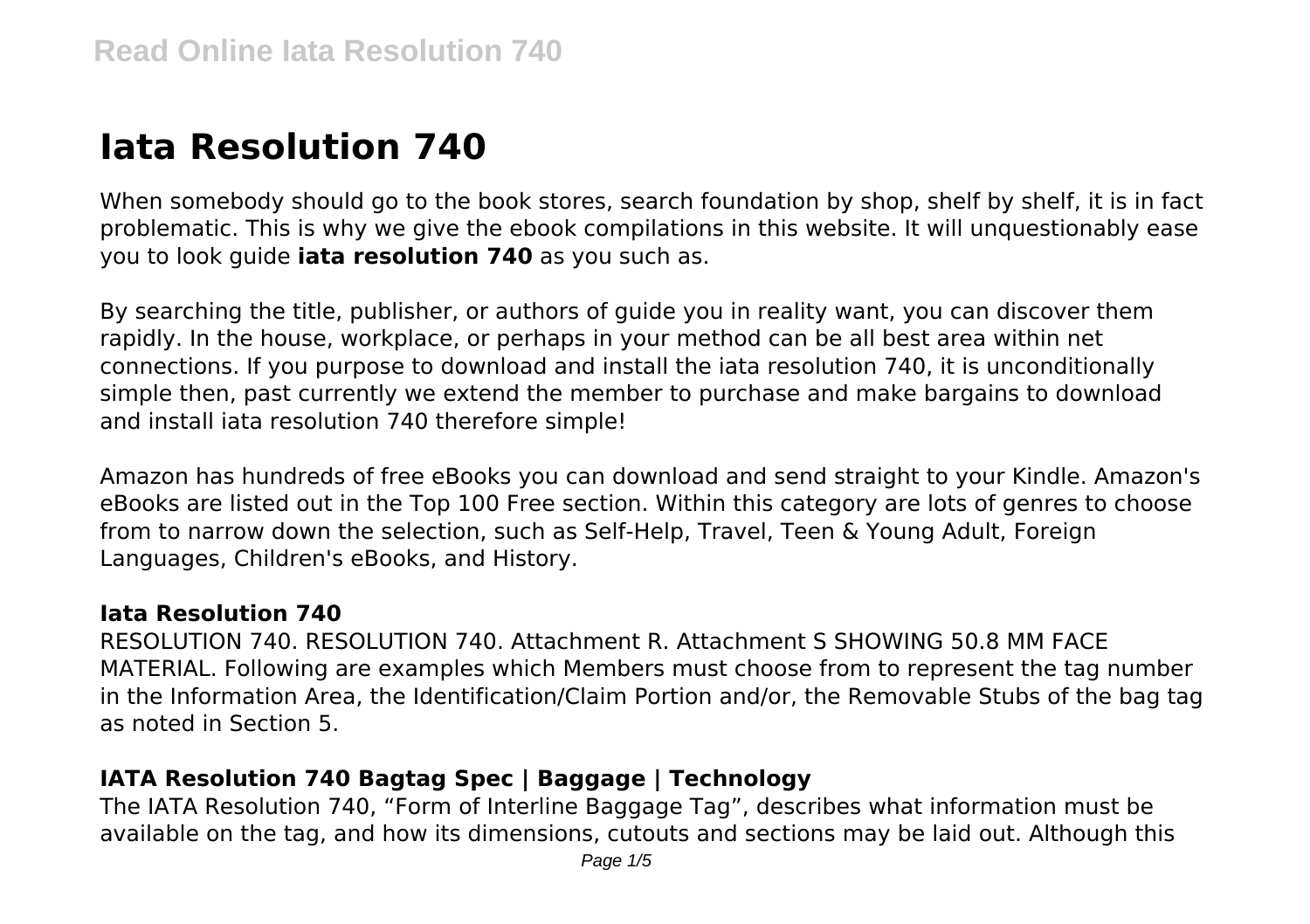# Iata Resolution 740

When somebody should go to the book stores, search foundation by shop, shelf by shelf, it is in fact problematic. This is why we give the ebook compilations in this website. It will unquestionably ease you to look guide **iata resolution 740** as you such as.

By searching the title, publisher, or authors of guide you in reality want, you can discover them rapidly. In the house, workplace, or perhaps in your method can be all best area within net connections. If you purpose to download and install the iata resolution 740, it is unconditionally simple then, past currently we extend the member to purchase and make bargains to download and install iata resolution 740 therefore simple!

Amazon has hundreds of free eBooks you can download and send straight to your Kindle. Amazon's eBooks are listed out in the Top 100 Free section. Within this category are lots of genres to choose from to narrow down the selection, such as Self-Help, Travel, Teen & Young Adult, Foreign Languages, Children's eBooks, and History.

### Iata Resolution 740

RESOLUTION 740. RESOLUTION 740. Attachment R. Attachment S SHOWING 50.8 MM FACE MATERIAL. Following are examples which Members must choose from to represent the tag number in the Information Area, the Identification/Claim Portion and/or, the Removable Stubs of the bag tag as noted in Section 5.

### IATA Resolution 740 Bagtag Spec | Baggage | Technology

The IATA Resolution 740, "Form of Interline Baggage Tag", describes what information must be available on the tag, and how its dimensions, cutouts and sections may be laid out. Although this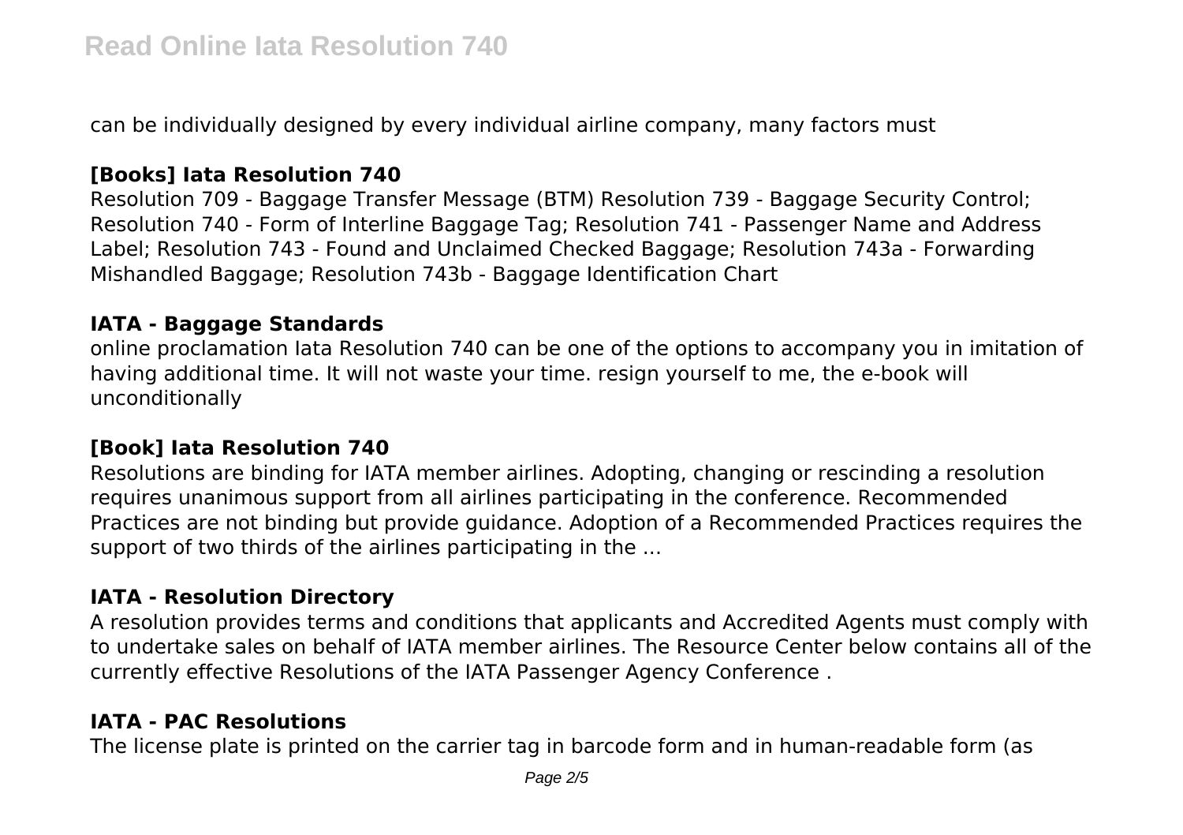can be individually designed by every individual airline company, many factors must

### [Books] Iata Resolution 740

Resolution 709 - Baggage Transfer Message (BTM) Resolution 739 - Baggage Security Control; Resolution 740 - Form of Interline Baggage Tag; Resolution 741 - Passenger Name and Address Label; Resolution 743 - Found and Unclaimed Checked Baggage; Resolution 743a - Forwarding Mishandled Baggage; Resolution 743b - Baggage Identification Chart

### IATA - Baggage Standards

online proclamation Iata Resolution 740 can be one of the options to accompany you in imitation of having additional time. It will not waste your time. resign yourself to me, the e-book will unconditionally

### [Book] Iata Resolution 740

Resolutions are binding for IATA member airlines. Adopting, changing or rescinding a resolution requires unanimous support from all airlines participating in the conference. Recommended Practices are not binding but provide guidance. Adoption of a Recommended Practices requires the support of two thirds of the airlines participating in the ...

### IATA - Resolution Directory

A resolution provides terms and conditions that applicants and Accredited Agents must comply with to undertake sales on behalf of IATA member airlines. The Resource Center below contains all of the currently effective Resolutions of the IATA Passenger Agency Conference .

### IATA - PAC Resolutions

The license plate is printed on the carrier tag in barcode form and in human-readable form (as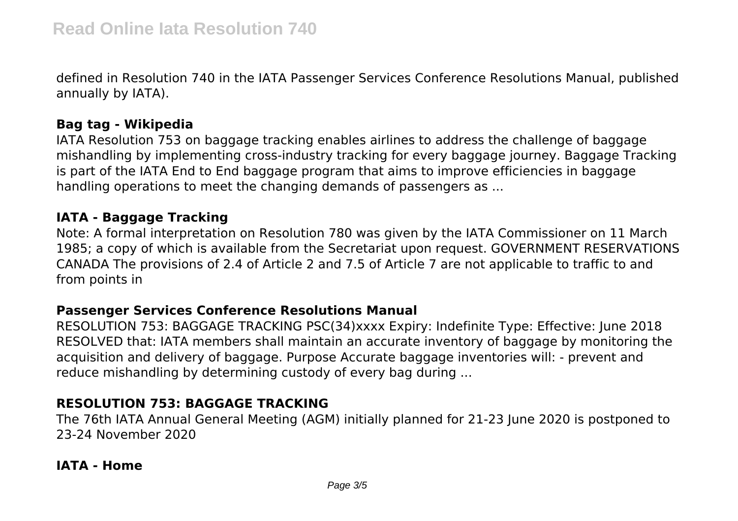defined in Resolution 740 in the IATA Passenger Services Conference Resolutions Manual, published annually by IATA).

### Bag tag - Wikipedia

IATA Resolution 753 on baggage tracking enables airlines to address the challenge of baggage mishandling by implementing cross-industry tracking for every baggage journey. Baggage Tracking is part of the IATA End to End baggage program that aims to improve efficiencies in baggage handling operations to meet the changing demands of passengers as ...

### IATA - Baggage Tracking

Note: A formal interpretation on Resolution 780 was given by the IATA Commissioner on 11 March 1985; a copy of which is available from the Secretariat upon request. GOVERNMENT RESERVATIONS CANADA The provisions of 2.4 of Article 2 and 7.5 of Article 7 are not applicable to traffic to and from points in

### Passenger Services Conference Resolutions Manual

RESOLUTION 753: BAGGAGE TRACKING PSC(34)xxxx Expiry: Indefinite Type: Effective: June 2018 RESOLVED that: IATA members shall maintain an accurate inventory of baggage by monitoring the acquisition and delivery of baggage. Purpose Accurate baggage inventories will: - prevent and reduce mishandling by determining custody of every bag during ...

### RESOLUTION 753: BAGGAGE TRACKING

The 76th IATA Annual General Meeting (AGM) initially planned for 21-23 June 2020 is postponed to 23-24 November 2020

### IATA - Home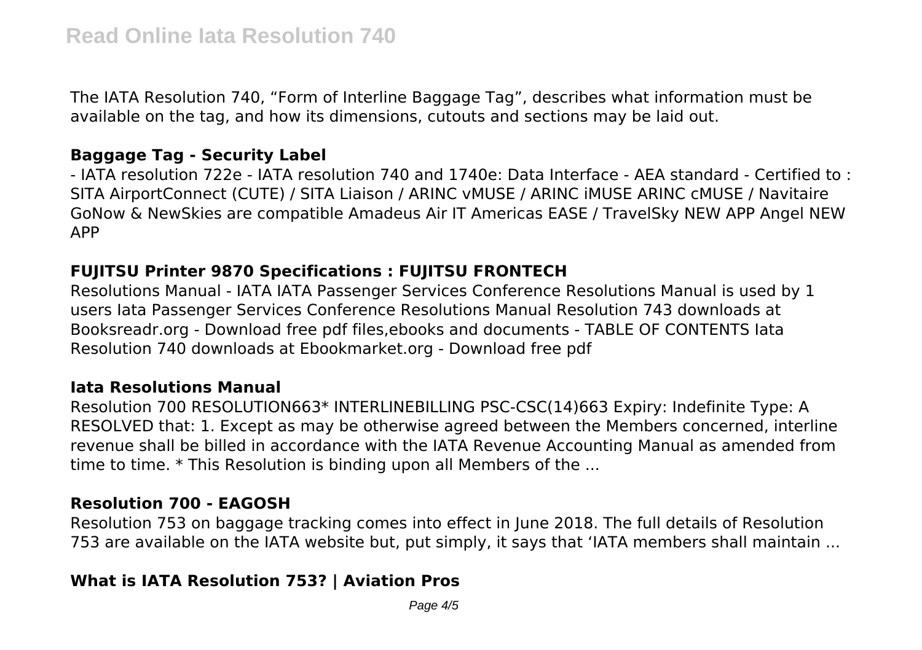The IATA Resolution 740, "Form of Interline Baggage Tag", describes what information must be available on the tag, and how its dimensions, cutouts and sections may be laid out.

### Baggage Tag - Security Label

- IATA resolution 722e - IATA resolution 740 and 1740e: Data Interface - AEA standard - Certified to : SITA AirportConnect (CUTE) / SITA Liaison / ARINC vMUSE / ARINC iMUSE ARINC cMUSE / Navitaire GoNow & NewSkies are compatible Amadeus Air IT Americas EASE / TravelSky NEW APP Angel NEW APP

### FUJITSU Printer 9870 Specifications : FUJITSU FRONTECH

Resolutions Manual - IATA IATA Passenger Services Conference Resolutions Manual is used by 1 users Iata Passenger Services Conference Resolutions Manual Resolution 743 downloads at Booksreadr.org - Download free pdf files,ebooks and documents - TABLE OF CONTENTS Iata Resolution 740 downloads at Ebookmarket.org - Download free pdf

### Iata Resolutions Manual

Resolution 700 RESOLUTION663* INTERLINEBILLING PSC-CSC(14)663 Expiry: Indefinite Type: A RESOLVED that: 1. Except as may be otherwise agreed between the Members concerned, interline revenue shall be billed in accordance with the IATA Revenue Accounting Manual as amended from time to time. * This Resolution is binding upon all Members of the ...

### Resolution 700 - EAGOSH

Resolution 753 on baggage tracking comes into effect in June 2018. The full details of Resolution 753 are available on the IATA website but, put simply, it says that 'IATA members shall maintain ...

### What is IATA Resolution 753? | Aviation Pros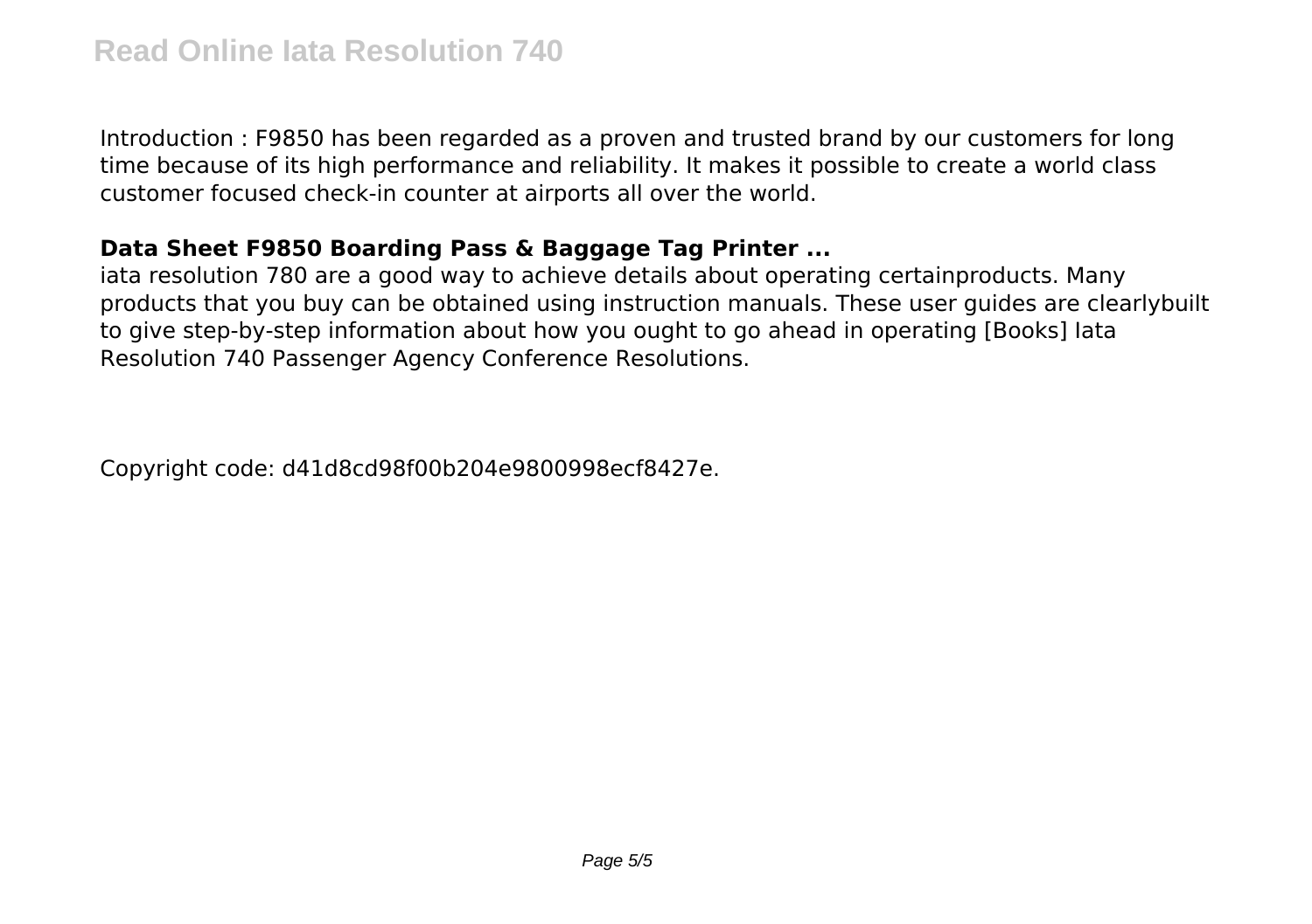Introduction : F9850 has been regarded as a proven and trusted brand by our customers for long time because of its high performance and reliability. It makes it possible to create a world class customer focused check-in counter at airports all over the world.

**Data Sheet F9850 Boarding Pass & Baggage Tag Printer ...**

iata resolution 780 are a good way to achieve details about operating certainproducts. Many products that you buy can be obtained using instruction manuals. These user guides are clearlybuilt to give step-by-step information about how you ought to go ahead in operating [Books] Iata Resolution 740 Passenger Agency Conference Resolutions.

Copyright code: d41d8cd98f00b204e9800998ecf8427e.